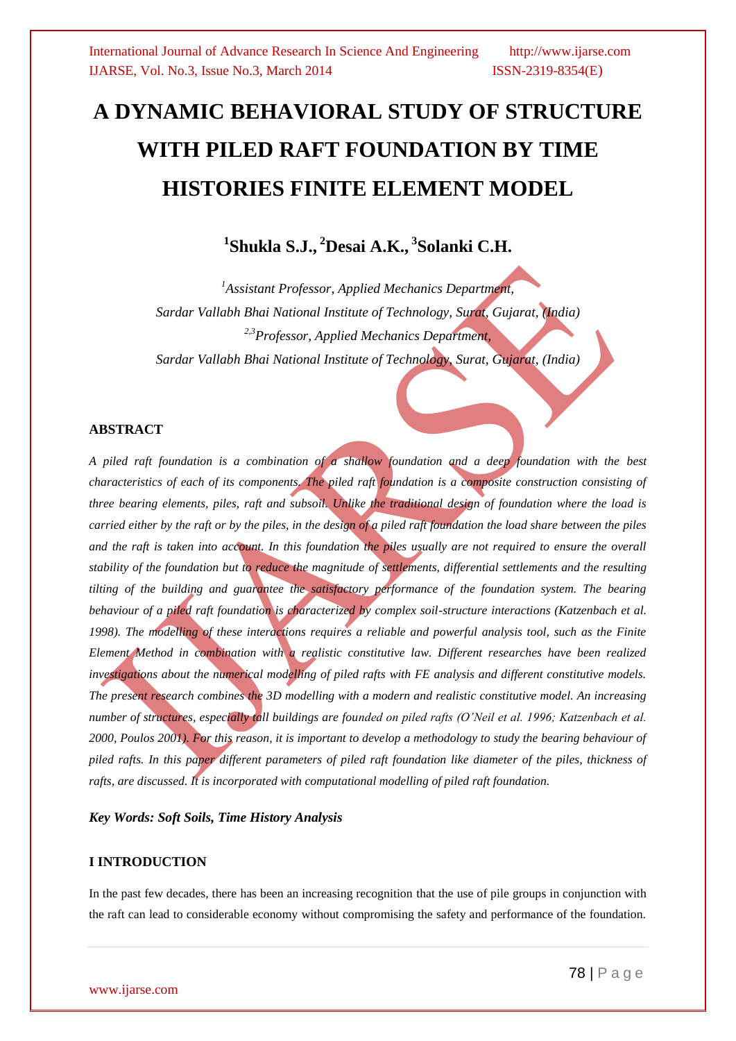# A DYNAMIC BEHAVIORAL STUDY OF STRUCTURE WITH PILED RAFT FOUNDATION BY TIME HISTORIES FINITE ELEMENT MODEL

**[1]Shukla S.J., [2]Desai A.K., [3]Solanki C.H.**

*[1]Assistant Professor, Applied Mechanics Department,*
*Sardar Vallabh Bhai National Institute of Technology, Surat, Gujarat, (India)*
*[2,3]Professor, Applied Mechanics Department,*
*Sardar Vallabh Bhai National Institute of Technology, Surat, Gujarat, (India)*

## ABSTRACT

*A piled raft foundation is a combination of a shallow foundation and a deep foundation with the best characteristics of each of its components. The piled raft foundation is a composite construction consisting of three bearing elements, piles, raft and subsoil. Unlike the traditional design of foundation where the load is carried either by the raft or by the piles, in the design of a piled raft foundation the load share between the piles and the raft is taken into account. In this foundation the piles usually are not required to ensure the overall stability of the foundation but to reduce the magnitude of settlements, differential settlements and the resulting tilting of the building and guarantee the satisfactory performance of the foundation system. The bearing behaviour of a piled raft foundation is characterized by complex soil-structure interactions (Katzenbach et al. 1998). The modelling of these interactions requires a reliable and powerful analysis tool, such as the Finite Element Method in combination with a realistic constitutive law. Different researches have been realized investigations about the numerical modelling of piled rafts with FE analysis and different constitutive models. The present research combines the 3D modelling with a modern and realistic constitutive model. An increasing number of structures, especially tall buildings are founded on piled rafts (O'Neil et al. 1996; Katzenbach et al. 2000, Poulos 2001). For this reason, it is important to develop a methodology to study the bearing behaviour of piled rafts. In this paper different parameters of piled raft foundation like diameter of the piles, thickness of rafts, are discussed. It is incorporated with computational modelling of piled raft foundation.*

***Key Words: Soft Soils, Time History Analysis***

## I INTRODUCTION

In the past few decades, there has been an increasing recognition that the use of pile groups in conjunction with the raft can lead to considerable economy without compromising the safety and performance of the foundation.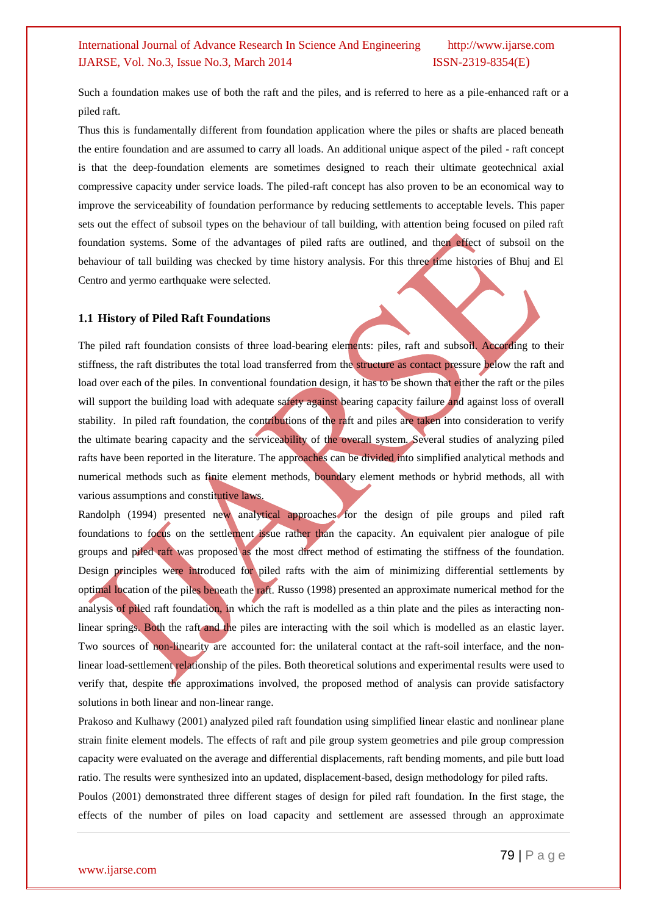Such a foundation makes use of both the raft and the piles, and is referred to here as a pile-enhanced raft or a piled raft.

Thus this is fundamentally different from foundation application where the piles or shafts are placed beneath the entire foundation and are assumed to carry all loads. An additional unique aspect of the piled - raft concept is that the deep-foundation elements are sometimes designed to reach their ultimate geotechnical axial compressive capacity under service loads. The piled-raft concept has also proven to be an economical way to improve the serviceability of foundation performance by reducing settlements to acceptable levels. This paper sets out the effect of subsoil types on the behaviour of tall building, with attention being focused on piled raft foundation systems. Some of the advantages of piled rafts are outlined, and then effect of subsoil on the behaviour of tall building was checked by time history analysis. For this three time histories of Bhuj and El Centro and yermo earthquake were selected.

### 1.1 History of Piled Raft Foundations

The piled raft foundation consists of three load-bearing elements: piles, raft and subsoil. According to their stiffness, the raft distributes the total load transferred from the structure as contact pressure below the raft and load over each of the piles. In conventional foundation design, it has to be shown that either the raft or the piles will support the building load with adequate safety against bearing capacity failure and against loss of overall stability. In piled raft foundation, the contributions of the raft and piles are taken into consideration to verify the ultimate bearing capacity and the serviceability of the overall system. Several studies of analyzing piled rafts have been reported in the literature. The approaches can be divided into simplified analytical methods and numerical methods such as finite element methods, boundary element methods or hybrid methods, all with various assumptions and constitutive laws.

Randolph (1994) presented new analytical approaches for the design of pile groups and piled raft foundations to focus on the settlement issue rather than the capacity. An equivalent pier analogue of pile groups and piled raft was proposed as the most direct method of estimating the stiffness of the foundation. Design principles were introduced for piled rafts with the aim of minimizing differential settlements by optimal location of the piles beneath the raft. Russo (1998) presented an approximate numerical method for the analysis of piled raft foundation, in which the raft is modelled as a thin plate and the piles as interacting non-linear springs. Both the raft and the piles are interacting with the soil which is modelled as an elastic layer. Two sources of non-linearity are accounted for: the unilateral contact at the raft-soil interface, and the non-linear load-settlement relationship of the piles. Both theoretical solutions and experimental results were used to verify that, despite the approximations involved, the proposed method of analysis can provide satisfactory solutions in both linear and non-linear range.

Prakoso and Kulhawy (2001) analyzed piled raft foundation using simplified linear elastic and nonlinear plane strain finite element models. The effects of raft and pile group system geometries and pile group compression capacity were evaluated on the average and differential displacements, raft bending moments, and pile butt load ratio. The results were synthesized into an updated, displacement-based, design methodology for piled rafts.

Poulos (2001) demonstrated three different stages of design for piled raft foundation. In the first stage, the effects of the number of piles on load capacity and settlement are assessed through an approximate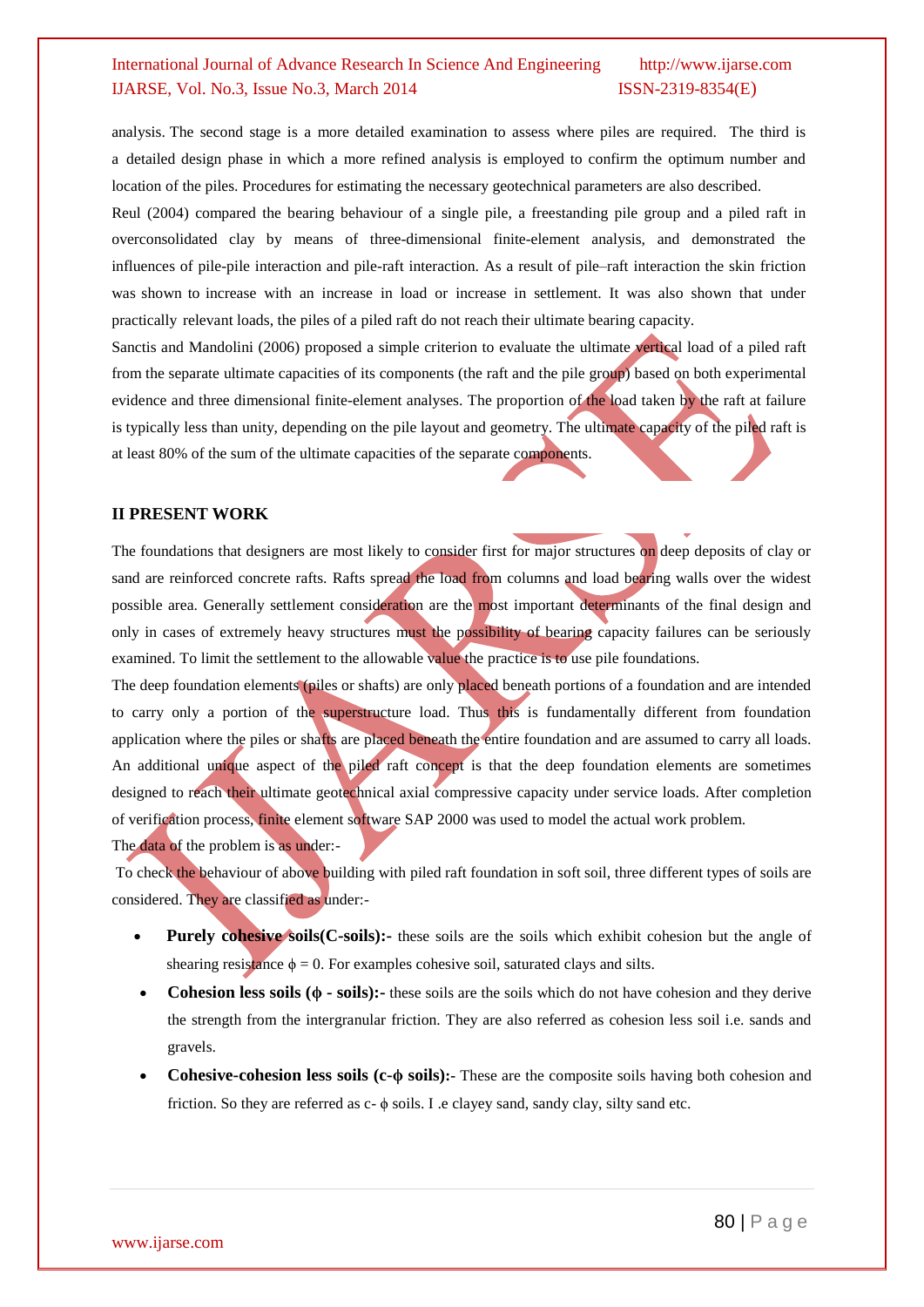analysis. The second stage is a more detailed examination to assess where piles are required. The third is a detailed design phase in which a more refined analysis is employed to confirm the optimum number and location of the piles. Procedures for estimating the necessary geotechnical parameters are also described.

Reul (2004) compared the bearing behaviour of a single pile, a freestanding pile group and a piled raft in overconsolidated clay by means of three-dimensional finite-element analysis, and demonstrated the influences of pile-pile interaction and pile-raft interaction. As a result of pile–raft interaction the skin friction was shown to increase with an increase in load or increase in settlement. It was also shown that under practically relevant loads, the piles of a piled raft do not reach their ultimate bearing capacity.

Sanctis and Mandolini (2006) proposed a simple criterion to evaluate the ultimate vertical load of a piled raft from the separate ultimate capacities of its components (the raft and the pile group) based on both experimental evidence and three dimensional finite-element analyses. The proportion of the load taken by the raft at failure is typically less than unity, depending on the pile layout and geometry. The ultimate capacity of the piled raft is at least 80% of the sum of the ultimate capacities of the separate components.

## II PRESENT WORK

The foundations that designers are most likely to consider first for major structures on deep deposits of clay or sand are reinforced concrete rafts. Rafts spread the load from columns and load bearing walls over the widest possible area. Generally settlement consideration are the most important determinants of the final design and only in cases of extremely heavy structures must the possibility of bearing capacity failures can be seriously examined. To limit the settlement to the allowable value the practice is to use pile foundations.

The deep foundation elements (piles or shafts) are only placed beneath portions of a foundation and are intended to carry only a portion of the superstructure load. Thus this is fundamentally different from foundation application where the piles or shafts are placed beneath the entire foundation and are assumed to carry all loads. An additional unique aspect of the piled raft concept is that the deep foundation elements are sometimes designed to reach their ultimate geotechnical axial compressive capacity under service loads. After completion of verification process, finite element software SAP 2000 was used to model the actual work problem.

The data of the problem is as under:-

To check the behaviour of above building with piled raft foundation in soft soil, three different types of soils are considered. They are classified as under:-

- **Purely cohesive soils(C-soils):-** these soils are the soils which exhibit cohesion but the angle of shearing resistance $\phi = 0$. For examples cohesive soil, saturated clays and silts.
- **Cohesion less soils ($\phi$ - soils):-** these soils are the soils which do not have cohesion and they derive the strength from the intergranular friction. They are also referred as cohesion less soil i.e. sands and gravels.
- **Cohesive-cohesion less soils (c-$\phi$ soils):-** These are the composite soils having both cohesion and friction. So they are referred as c- $\phi$ soils. I .e clayey sand, sandy clay, silty sand etc.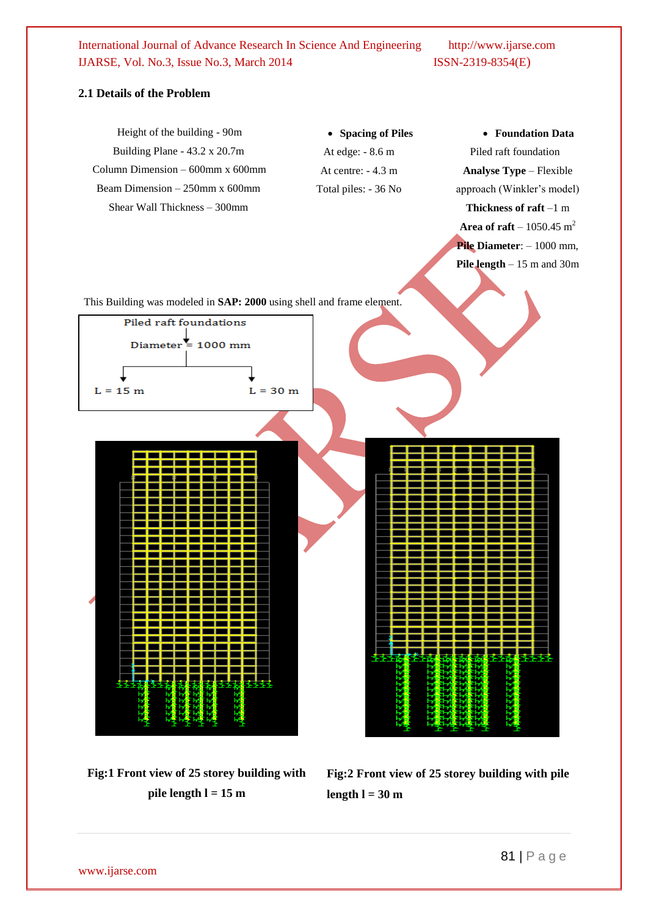### 2.1 Details of the Problem

Height of the building - 90m

Building Plane - 43.2 x 20.7m

Column Dimension – 600mm x 600mm

Beam Dimension – 250mm x 600mm

Shear Wall Thickness – 300mm

- **Spacing of Piles**

At edge: - 8.6 m

At centre: - 4.3 m

Total piles: - 36 No

- **Foundation Data**

Piled raft foundation

**Analyse Type** – Flexible approach (Winkler's model)

**Thickness of raft** –1 m

**Area of raft** – 1050.45 $m^2$

**Pile Diameter**: – 1000 mm,

**Pile length** – 15 m and 30m

This Building was modeled in **SAP: 2000** using shell and frame element.

Piled raft foundations

Diameter = 1000 mm

L = 15 m        L = 30 m

**Fig:1 Front view of 25 storey building with pile length l = 15 m**

**Fig:2 Front view of 25 storey building with pile length l = 30 m**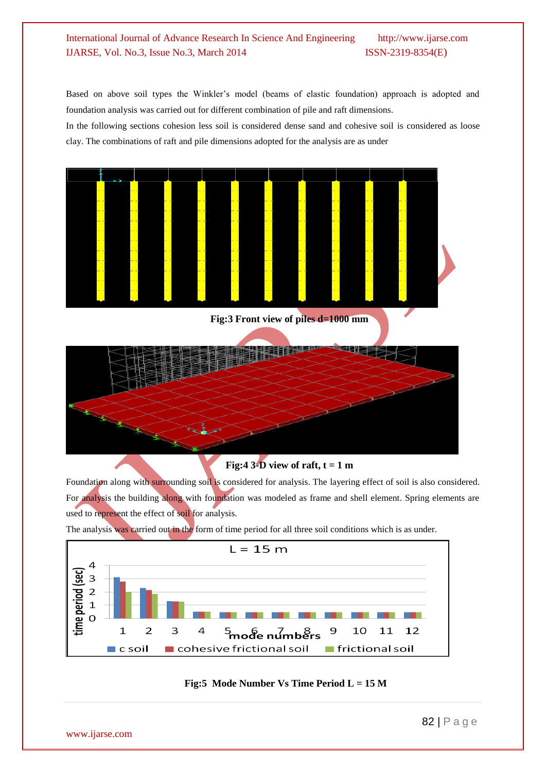Based on above soil types the Winkler's model (beams of elastic foundation) approach is adopted and foundation analysis was carried out for different combination of pile and raft dimensions.

In the following sections cohesion less soil is considered dense sand and cohesive soil is considered as loose clay. The combinations of raft and pile dimensions adopted for the analysis are as under

**Fig:3 Front view of piles d=1000 mm**

**Fig:4 3-D view of raft, t = 1 m**

Foundation along with surrounding soil is considered for analysis. The layering effect of soil is also considered. For analysis the building along with foundation was modeled as frame and shell element. Spring elements are used to represent the effect of soil for analysis.

The analysis was carried out in the form of time period for all three soil conditions which is as under.

**Fig:5 Mode Number Vs Time Period L = 15 M**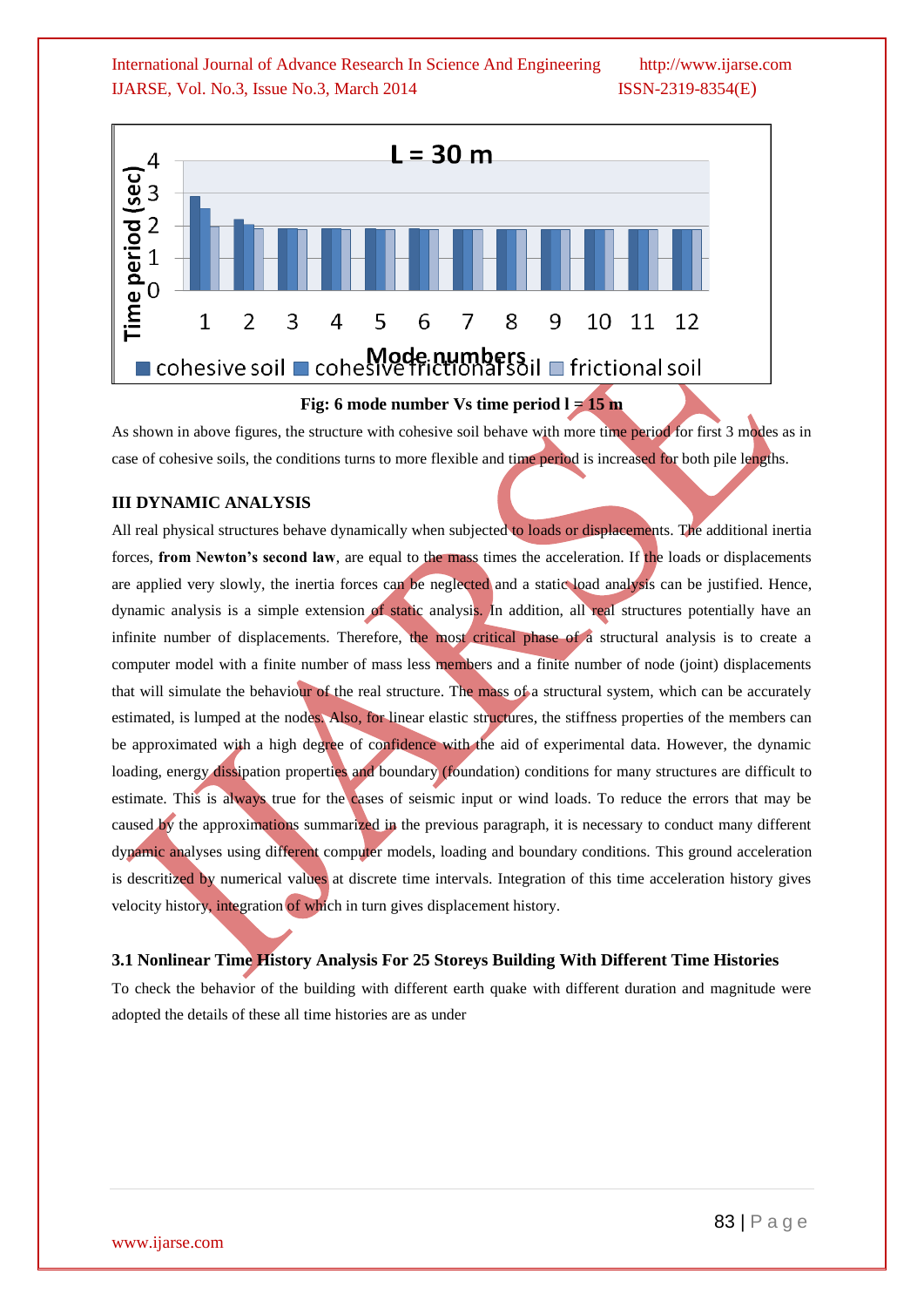Fig: 6 mode number Vs time period l = 15 m

As shown in above figures, the structure with cohesive soil behave with more time period for first 3 modes as in case of cohesive soils, the conditions turns to more flexible and time period is increased for both pile lengths.

## III DYNAMIC ANALYSIS

All real physical structures behave dynamically when subjected to loads or displacements. The additional inertia forces, **from Newton's second law**, are equal to the mass times the acceleration. If the loads or displacements are applied very slowly, the inertia forces can be neglected and a static load analysis can be justified. Hence, dynamic analysis is a simple extension of static analysis. In addition, all real structures potentially have an infinite number of displacements. Therefore, the most critical phase of a structural analysis is to create a computer model with a finite number of mass less members and a finite number of node (joint) displacements that will simulate the behaviour of the real structure. The mass of a structural system, which can be accurately estimated, is lumped at the nodes. Also, for linear elastic structures, the stiffness properties of the members can be approximated with a high degree of confidence with the aid of experimental data. However, the dynamic loading, energy dissipation properties and boundary (foundation) conditions for many structures are difficult to estimate. This is always true for the cases of seismic input or wind loads. To reduce the errors that may be caused by the approximations summarized in the previous paragraph, it is necessary to conduct many different dynamic analyses using different computer models, loading and boundary conditions. This ground acceleration is descritized by numerical values at discrete time intervals. Integration of this time acceleration history gives velocity history, integration of which in turn gives displacement history.

### 3.1 Nonlinear Time History Analysis For 25 Storeys Building With Different Time Histories

To check the behavior of the building with different earth quake with different duration and magnitude were adopted the details of these all time histories are as under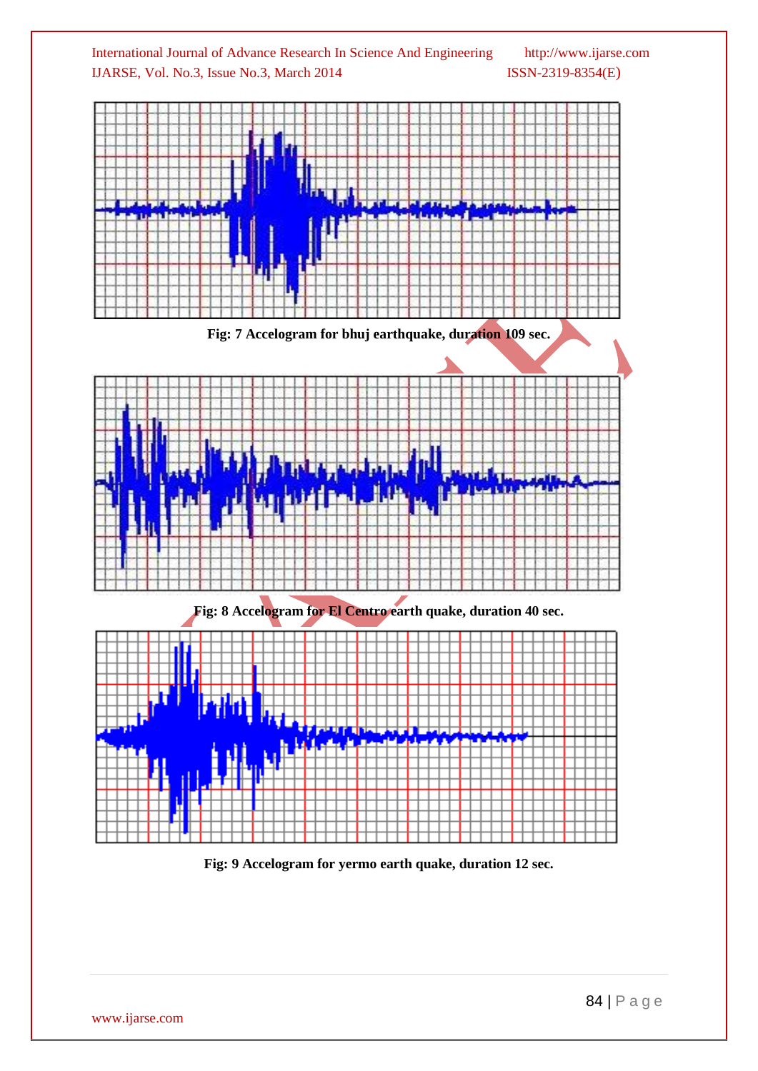Fig: 7 Accelogram for bhuj earthquake, duration 109 sec.

Fig: 8 Accelogram for El Centro earth quake, duration 40 sec.

Fig: 9 Accelogram for yermo earth quake, duration 12 sec.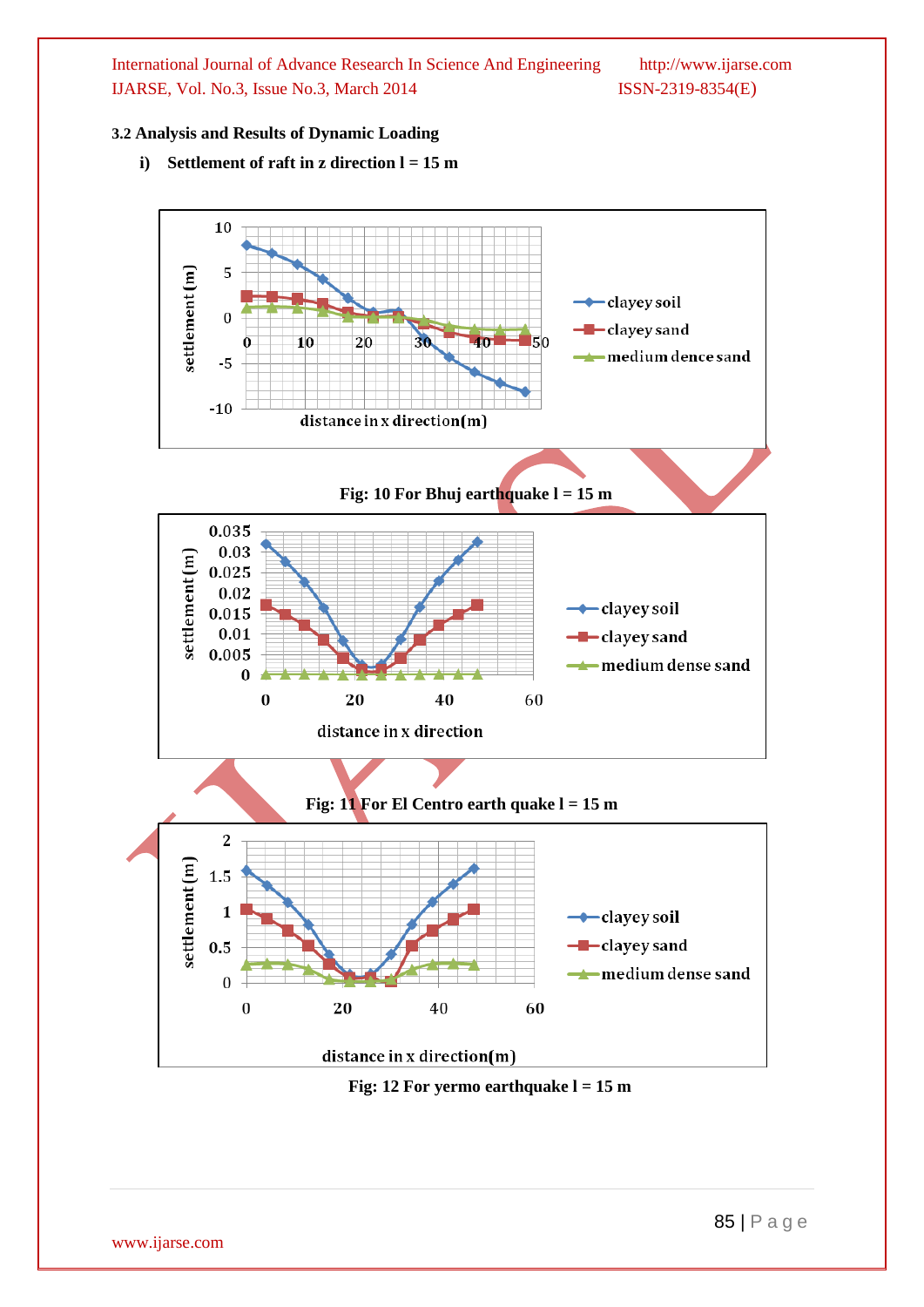**3.2 Analysis and Results of Dynamic Loading**

**i) Settlement of raft in z direction l = 15 m**

**Fig: 10 For Bhuj earthquake l = 15 m**

**Fig: 11 For El Centro earth quake l = 15 m**

**Fig: 12 For yermo earthquake l = 15 m**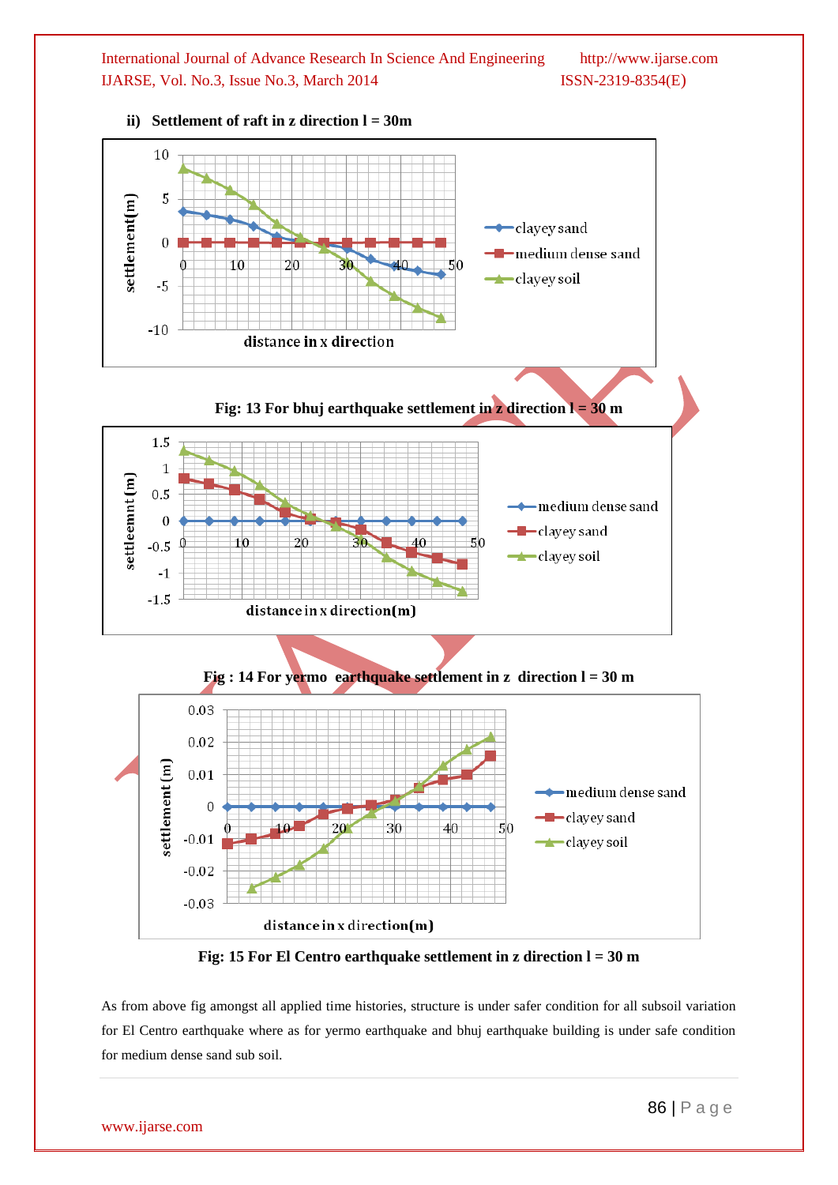**ii) Settlement of raft in z direction l = 30m**

Fig: 13 For bhuj earthquake settlement in z direction l = 30 m

Fig : 14 For yermo earthquake settlement in z direction l = 30 m

Fig: 15 For El Centro earthquake settlement in z direction l = 30 m

As from above fig amongst all applied time histories, structure is under safer condition for all subsoil variation for El Centro earthquake where as for yermo earthquake and bhuj earthquake building is under safe condition for medium dense sand sub soil.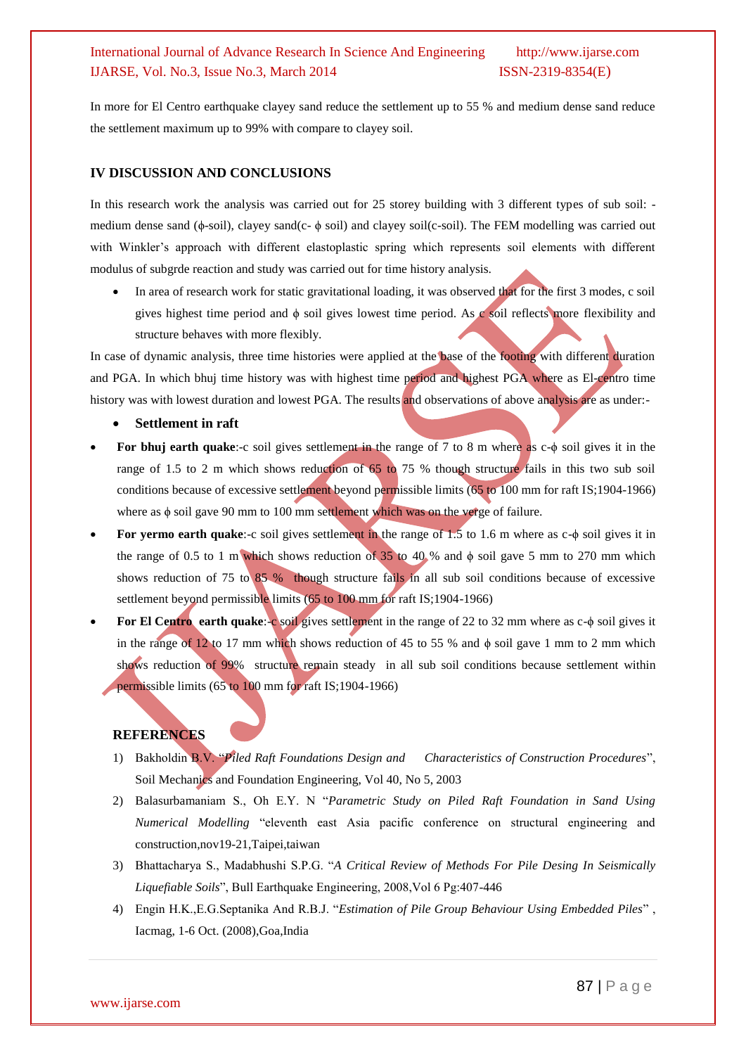In more for El Centro earthquake clayey sand reduce the settlement up to 55 % and medium dense sand reduce the settlement maximum up to 99% with compare to clayey soil.

## IV DISCUSSION AND CONCLUSIONS

In this research work the analysis was carried out for 25 storey building with 3 different types of sub soil: - medium dense sand ($\phi$-soil), clayey sand(c- $\phi$ soil) and clayey soil(c-soil). The FEM modelling was carried out with Winkler's approach with different elastoplastic spring which represents soil elements with different modulus of subgrde reaction and study was carried out for time history analysis.

- In area of research work for static gravitational loading, it was observed that for the first 3 modes, c soil gives highest time period and $\phi$ soil gives lowest time period. As c soil reflects more flexibility and structure behaves with more flexibly.

In case of dynamic analysis, three time histories were applied at the base of the footing with different duration and PGA. In which bhuj time history was with highest time period and highest PGA where as El-centro time history was with lowest duration and lowest PGA. The results and observations of above analysis are as under:-

- **Settlement in raft**

- **For bhuj earth quake**:-c soil gives settlement in the range of 7 to 8 m where as c-$\phi$ soil gives it in the range of 1.5 to 2 m which shows reduction of 65 to 75 % though structure fails in this two sub soil conditions because of excessive settlement beyond permissible limits (65 to 100 mm for raft IS;1904-1966) where as $\phi$ soil gave 90 mm to 100 mm settlement which was on the verge of failure.
- **For yermo earth quake**:-c soil gives settlement in the range of 1.5 to 1.6 m where as c-$\phi$ soil gives it in the range of 0.5 to 1 m which shows reduction of 35 to 40 % and $\phi$ soil gave 5 mm to 270 mm which shows reduction of 75 to 85 % though structure fails in all sub soil conditions because of excessive settlement beyond permissible limits (65 to 100 mm for raft IS;1904-1966)
- **For El Centro earth quake**:-c soil gives settlement in the range of 22 to 32 mm where as c-$\phi$ soil gives it in the range of 12 to 17 mm which shows reduction of 45 to 55 % and $\phi$ soil gave 1 mm to 2 mm which shows reduction of 99% structure remain steady in all sub soil conditions because settlement within permissible limits (65 to 100 mm for raft IS;1904-1966)

## REFERENCES

1) Bakholdin B.V. "*Piled Raft Foundations Design and Characteristics of Construction Procedures*", Soil Mechanics and Foundation Engineering, Vol 40, No 5, 2003
2) Balasurbamaniam S., Oh E.Y. N "*Parametric Study on Piled Raft Foundation in Sand Using Numerical Modelling* "eleventh east Asia pacific conference on structural engineering and construction,nov19-21,Taipei,taiwan
3) Bhattacharya S., Madabhushi S.P.G. "*A Critical Review of Methods For Pile Desing In Seismically Liquefiable Soils*", Bull Earthquake Engineering, 2008,Vol 6 Pg:407-446
4) Engin H.K.,E.G.Septanika And R.B.J. "*Estimation of Pile Group Behaviour Using Embedded Piles*" , Iacmag, 1-6 Oct. (2008),Goa,India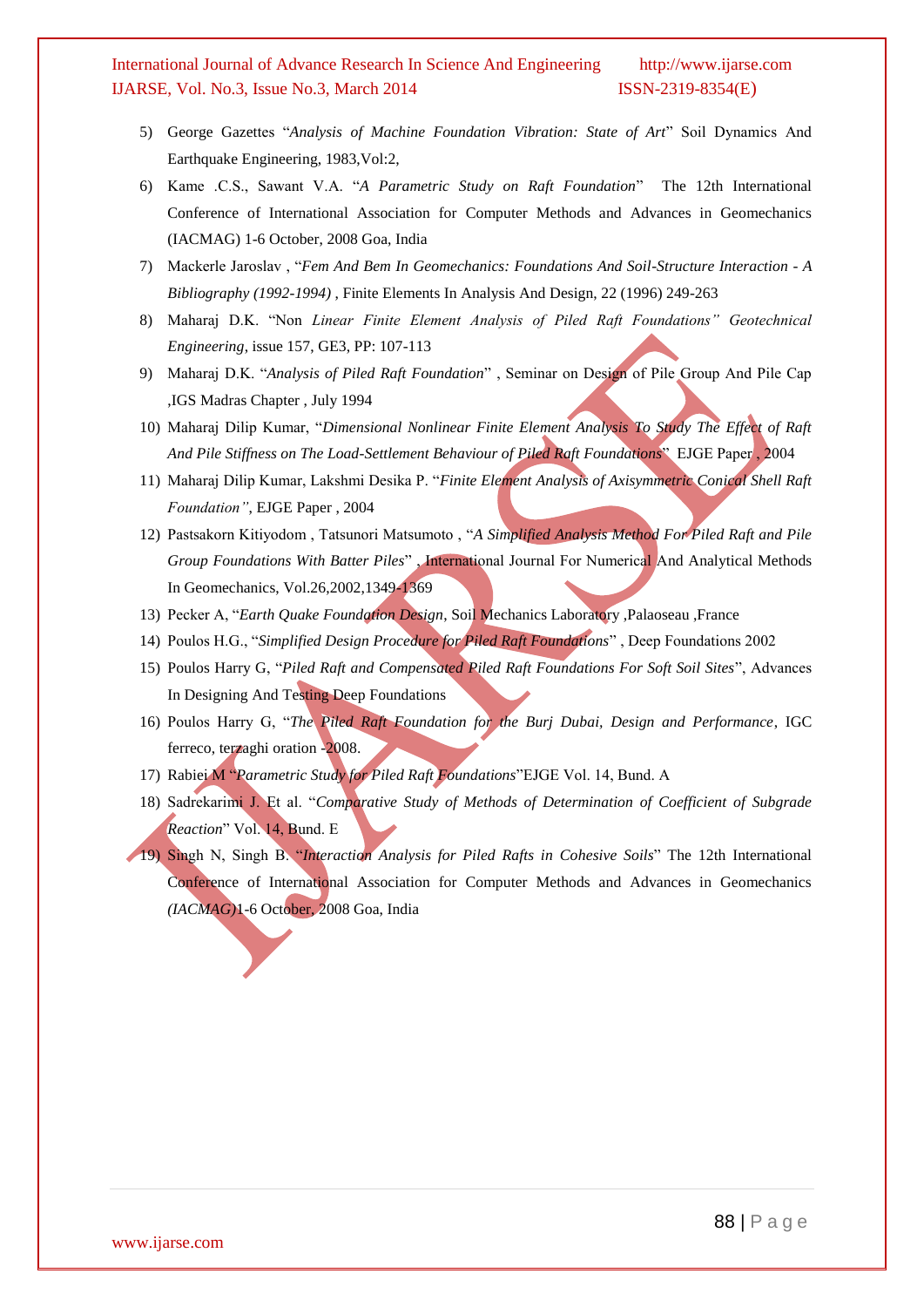5) George Gazettes "*Analysis of Machine Foundation Vibration: State of Art*" Soil Dynamics And Earthquake Engineering, 1983,Vol:2,
6) Kame .C.S., Sawant V.A. "*A Parametric Study on Raft Foundation*" The 12th International Conference of International Association for Computer Methods and Advances in Geomechanics (IACMAG) 1-6 October, 2008 Goa, India
7) Mackerle Jaroslav , "*Fem And Bem In Geomechanics: Foundations And Soil-Structure Interaction - A Bibliography (1992-1994)* , Finite Elements In Analysis And Design, 22 (1996) 249-263
8) Maharaj D.K. "Non *Linear Finite Element Analysis of Piled Raft Foundations" Geotechnical Engineering*, issue 157, GE3, PP: 107-113
9) Maharaj D.K. "*Analysis of Piled Raft Foundation*" , Seminar on Design of Pile Group And Pile Cap ,IGS Madras Chapter , July 1994
10) Maharaj Dilip Kumar, "*Dimensional Nonlinear Finite Element Analysis To Study The Effect of Raft And Pile Stiffness on The Load-Settlement Behaviour of Piled Raft Foundations*" EJGE Paper , 2004
11) Maharaj Dilip Kumar, Lakshmi Desika P. "*Finite Element Analysis of Axisymmetric Conical Shell Raft Foundation"*, EJGE Paper , 2004
12) Pastsakorn Kitiyodom , Tatsunori Matsumoto , "*A Simplified Analysis Method For Piled Raft and Pile Group Foundations With Batter Piles*" , International Journal For Numerical And Analytical Methods In Geomechanics, Vol.26,2002,1349-1369
13) Pecker A, "*Earth Quake Foundation Design*, Soil Mechanics Laboratory ,Palaoseau ,France
14) Poulos H.G., "*Simplified Design Procedure for Piled Raft Foundations*" , Deep Foundations 2002
15) Poulos Harry G, "*Piled Raft and Compensated Piled Raft Foundations For Soft Soil Sites*", Advances In Designing And Testing Deep Foundations
16) Poulos Harry G, "*The Piled Raft Foundation for the Burj Dubai, Design and Performance*, IGC ferreco, terzaghi oration -2008.
17) Rabiei M "*Parametric Study for Piled Raft Foundations*"EJGE Vol. 14, Bund. A
18) Sadrekarimi J. Et al. "*Comparative Study of Methods of Determination of Coefficient of Subgrade Reaction*" Vol. 14, Bund. E
19) Singh N, Singh B. "*Interaction Analysis for Piled Rafts in Cohesive Soils*" The 12th International Conference of International Association for Computer Methods and Advances in Geomechanics *(IACMAG)*1-6 October, 2008 Goa, India